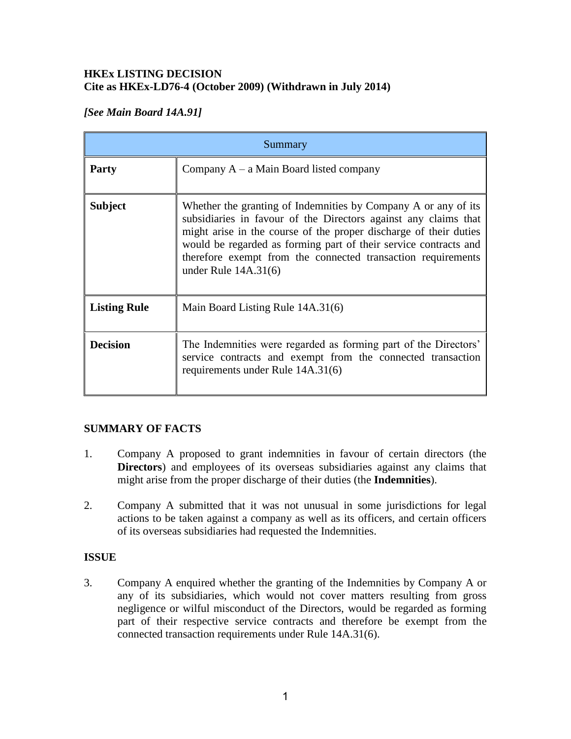**HKEx LISTING DECISION**
**Cite as HKEx-LD76-4 (October 2009) (Withdrawn in July 2014)**

***[See Main Board 14A.91]***

| Summary | |
|---|---|
| **Party** | Company A – a Main Board listed company |
| **Subject** | Whether the granting of Indemnities by Company A or any of its subsidiaries in favour of the Directors against any claims that might arise in the course of the proper discharge of their duties would be regarded as forming part of their service contracts and therefore exempt from the connected transaction requirements under Rule 14A.31(6) |
| **Listing Rule** | Main Board Listing Rule 14A.31(6) |
| **Decision** | The Indemnities were regarded as forming part of the Directors' service contracts and exempt from the connected transaction requirements under Rule 14A.31(6) |

**SUMMARY OF FACTS**

1. Company A proposed to grant indemnities in favour of certain directors (the **Directors**) and employees of its overseas subsidiaries against any claims that might arise from the proper discharge of their duties (the **Indemnities**).

2. Company A submitted that it was not unusual in some jurisdictions for legal actions to be taken against a company as well as its officers, and certain officers of its overseas subsidiaries had requested the Indemnities.

**ISSUE**

3. Company A enquired whether the granting of the Indemnities by Company A or any of its subsidiaries, which would not cover matters resulting from gross negligence or wilful misconduct of the Directors, would be regarded as forming part of their respective service contracts and therefore be exempt from the connected transaction requirements under Rule 14A.31(6).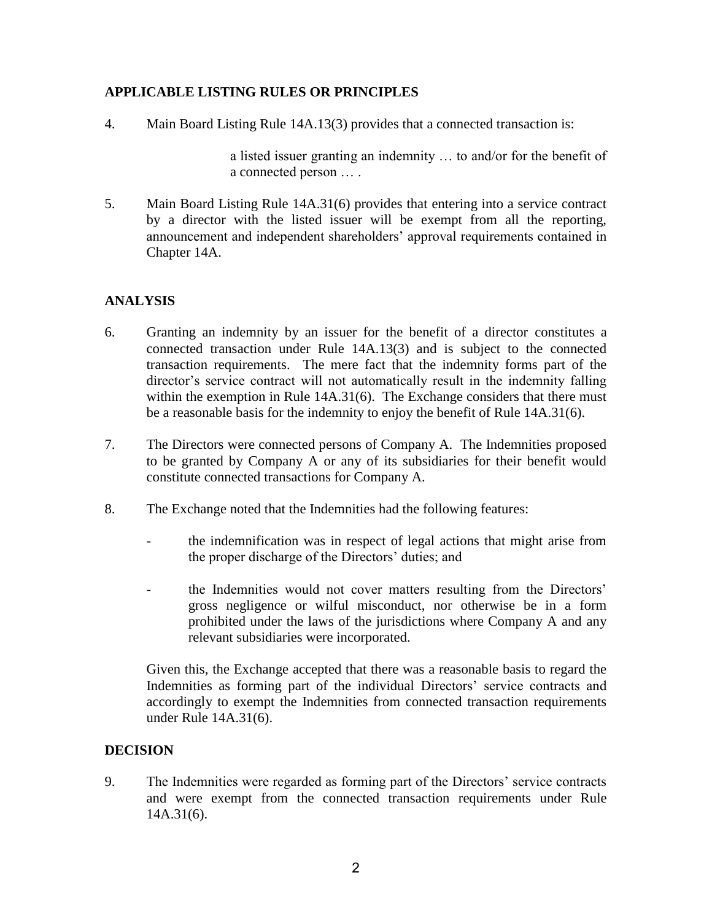## APPLICABLE LISTING RULES OR PRINCIPLES

4. Main Board Listing Rule 14A.13(3) provides that a connected transaction is:

   > a listed issuer granting an indemnity … to and/or for the benefit of a connected person … .

5. Main Board Listing Rule 14A.31(6) provides that entering into a service contract by a director with the listed issuer will be exempt from all the reporting, announcement and independent shareholders' approval requirements contained in Chapter 14A.

## ANALYSIS

6. Granting an indemnity by an issuer for the benefit of a director constitutes a connected transaction under Rule 14A.13(3) and is subject to the connected transaction requirements. The mere fact that the indemnity forms part of the director's service contract will not automatically result in the indemnity falling within the exemption in Rule 14A.31(6). The Exchange considers that there must be a reasonable basis for the indemnity to enjoy the benefit of Rule 14A.31(6).

7. The Directors were connected persons of Company A. The Indemnities proposed to be granted by Company A or any of its subsidiaries for their benefit would constitute connected transactions for Company A.

8. The Exchange noted that the Indemnities had the following features:

   - the indemnification was in respect of legal actions that might arise from the proper discharge of the Directors' duties; and

   - the Indemnities would not cover matters resulting from the Directors' gross negligence or wilful misconduct, nor otherwise be in a form prohibited under the laws of the jurisdictions where Company A and any relevant subsidiaries were incorporated.

   Given this, the Exchange accepted that there was a reasonable basis to regard the Indemnities as forming part of the individual Directors' service contracts and accordingly to exempt the Indemnities from connected transaction requirements under Rule 14A.31(6).

## DECISION

9. The Indemnities were regarded as forming part of the Directors' service contracts and were exempt from the connected transaction requirements under Rule 14A.31(6).